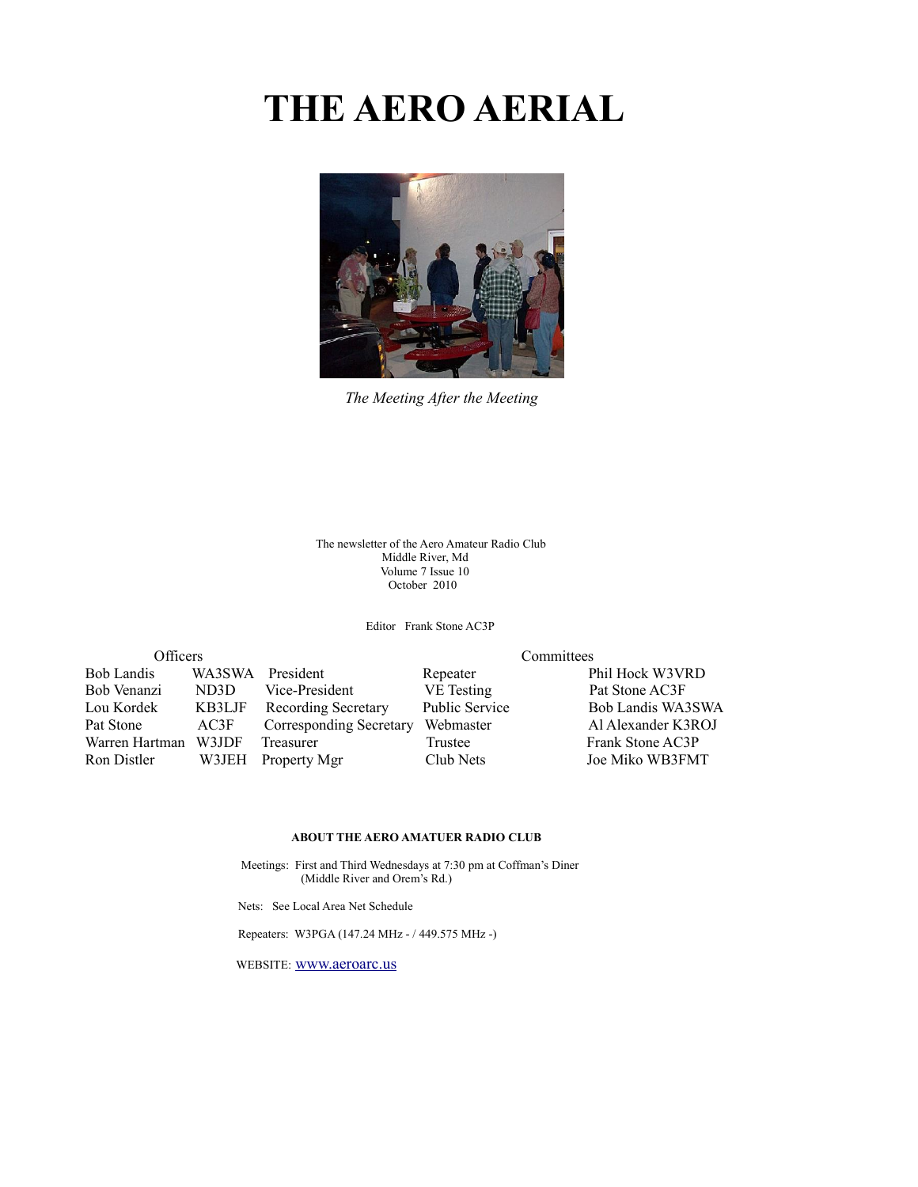# THE AERO AERIAL

*The Meeting After the Meeting*

The newsletter of the Aero Amateur Radio Club
Middle River, Md
Volume 7 Issue 10
October 2010

Editor Frank Stone AC3P

| Officers | | | Committees | |
|---|---|---|---|---|
| Bob Landis | WA3SWA | President | Repeater | Phil Hock W3VRD |
| Bob Venanzi | ND3D | Vice-President | VE Testing | Pat Stone AC3F |
| Lou Kordek | KB3LJF | Recording Secretary | Public Service | Bob Landis WA3SWA |
| Pat Stone | AC3F | Corresponding Secretary | Webmaster | Al Alexander K3ROJ |
| Warren Hartman | W3JDF | Treasurer | Trustee | Frank Stone AC3P |
| Ron Distler | W3JEH | Property Mgr | Club Nets | Joe Miko WB3FMT |

**ABOUT THE AERO AMATUER RADIO CLUB**

Meetings: First and Third Wednesdays at 7:30 pm at Coffman's Diner
(Middle River and Orem's Rd.)

Nets: See Local Area Net Schedule

Repeaters: W3PGA (147.24 MHz - / 449.575 MHz -)

WEBSITE: www.aeroarc.us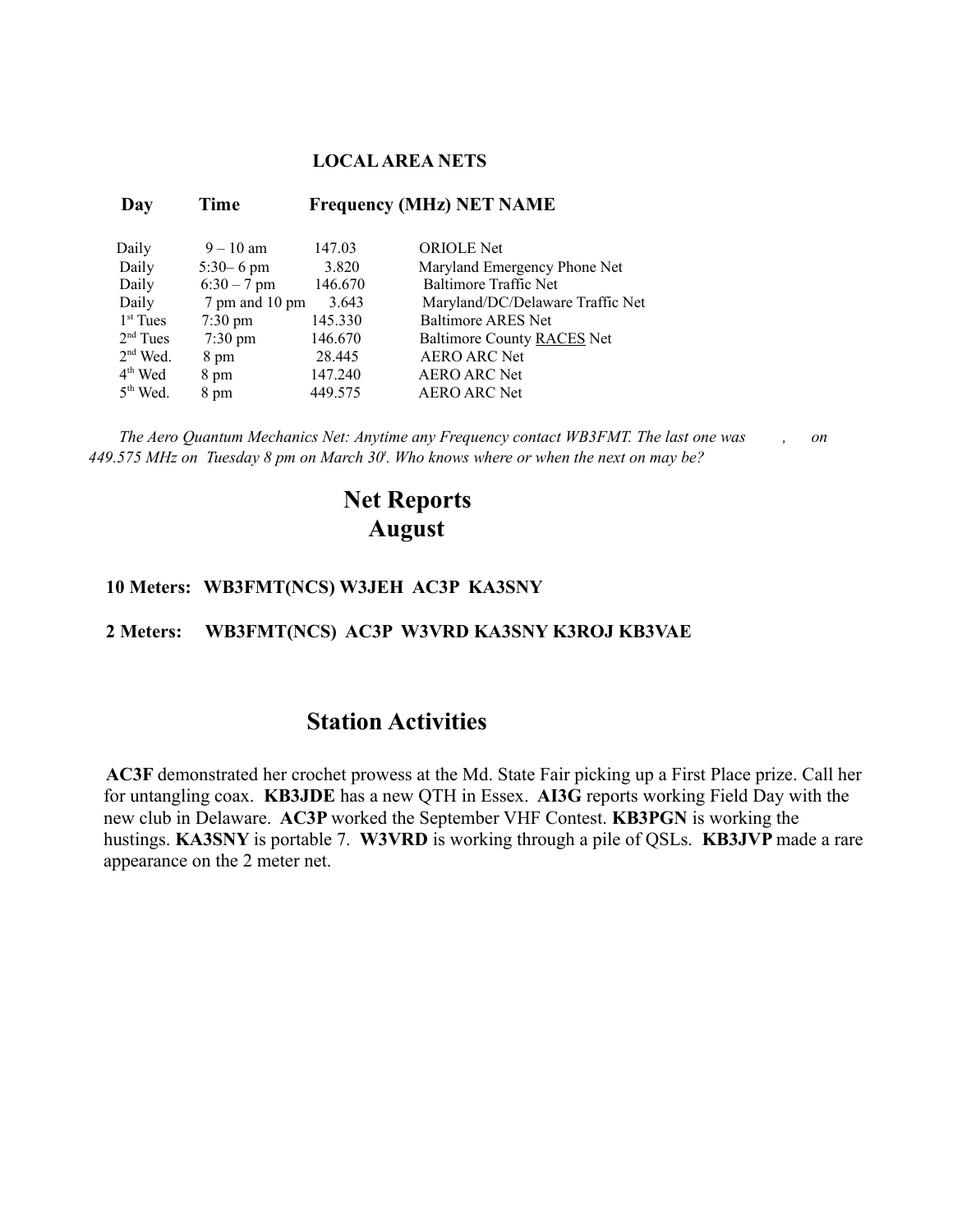## LOCAL AREA NETS

| Day | Time | Frequency (MHz) | NET NAME |
|---|---|---|---|
| Daily | 9 – 10 am | 147.03 | ORIOLE Net |
| Daily | 5:30– 6 pm | 3.820 | Maryland Emergency Phone Net |
| Daily | 6:30 – 7 pm | 146.670 | Baltimore Traffic Net |
| Daily | 7 pm and 10 pm | 3.643 | Maryland/DC/Delaware Traffic Net |
| 1st Tues | 7:30 pm | 145.330 | Baltimore ARES Net |
| 2nd Tues | 7:30 pm | 146.670 | Baltimore County RACES Net |
| 2nd Wed. | 8 pm | 28.445 | AERO ARC Net |
| 4th Wed | 8 pm | 147.240 | AERO ARC Net |
| 5th Wed. | 8 pm | 449.575 | AERO ARC Net |

*The Aero Quantum Mechanics Net: Anytime any Frequency contact WB3FMT. The last one was , on 449.575 MHz on Tuesday 8 pm on March 30t. Who knows where or when the next on may be?*

# Net Reports
# August

**10 Meters: WB3FMT(NCS) W3JEH AC3P KA3SNY**

**2 Meters: WB3FMT(NCS) AC3P W3VRD KA3SNY K3ROJ KB3VAE**

# Station Activities

**AC3F** demonstrated her crochet prowess at the Md. State Fair picking up a First Place prize. Call her for untangling coax. **KB3JDE** has a new QTH in Essex. **AI3G** reports working Field Day with the new club in Delaware. **AC3P** worked the September VHF Contest. **KB3PGN** is working the hustings. **KA3SNY** is portable 7. **W3VRD** is working through a pile of QSLs. **KB3JVP** made a rare appearance on the 2 meter net.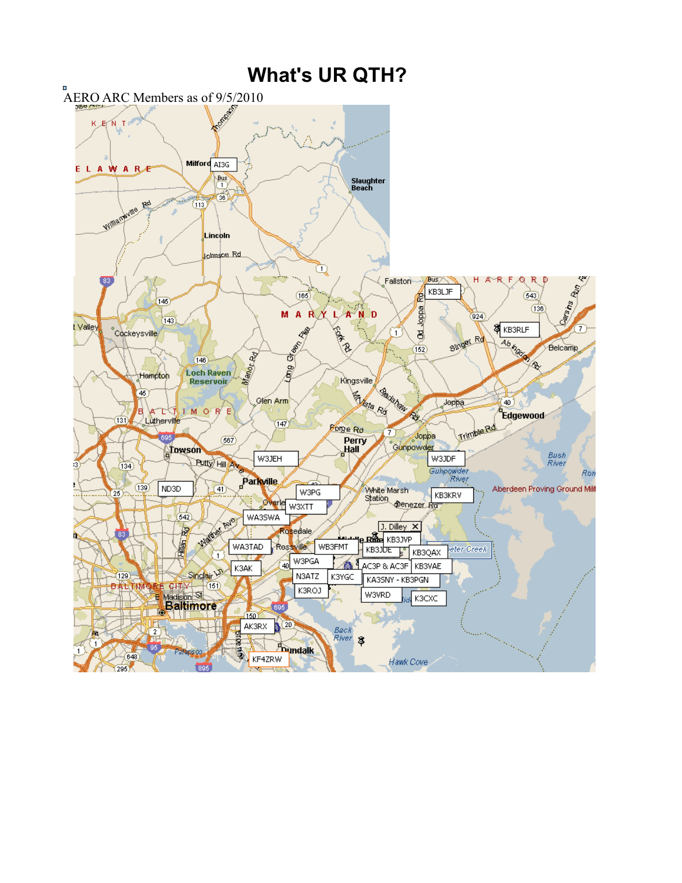# What's UR QTH?

AERO ARC Members as of 9/5/2010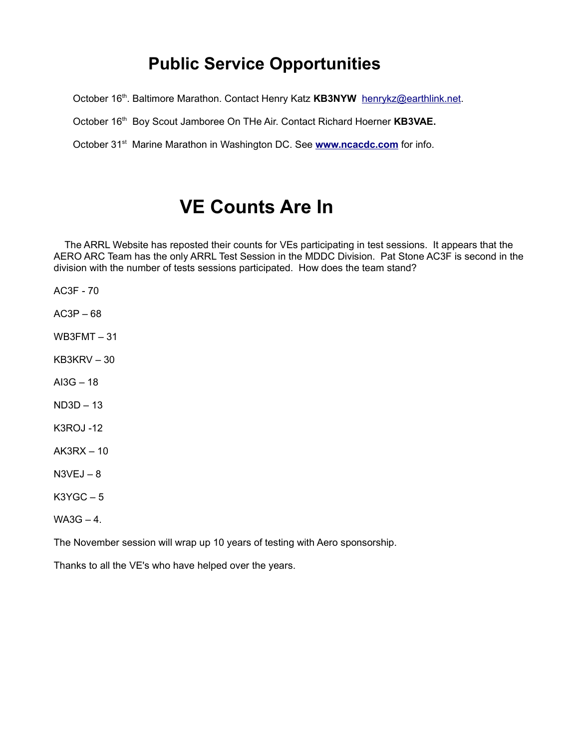# Public Service Opportunities

October 16th. Baltimore Marathon. Contact Henry Katz **KB3NYW** henrykz@earthlink.net.

October 16th Boy Scout Jamboree On THe Air. Contact Richard Hoerner **KB3VAE.**

October 31st Marine Marathon in Washington DC. See **www.ncacdc.com** for info.

# VE Counts Are In

The ARRL Website has reposted their counts for VEs participating in test sessions. It appears that the AERO ARC Team has the only ARRL Test Session in the MDDC Division. Pat Stone AC3F is second in the division with the number of tests sessions participated. How does the team stand?

AC3F - 70

AC3P – 68

WB3FMT – 31

KB3KRV – 30

AI3G – 18

ND3D – 13

K3ROJ -12

AK3RX – 10

N3VEJ – 8

K3YGC – 5

WA3G – 4.

The November session will wrap up 10 years of testing with Aero sponsorship.

Thanks to all the VE's who have helped over the years.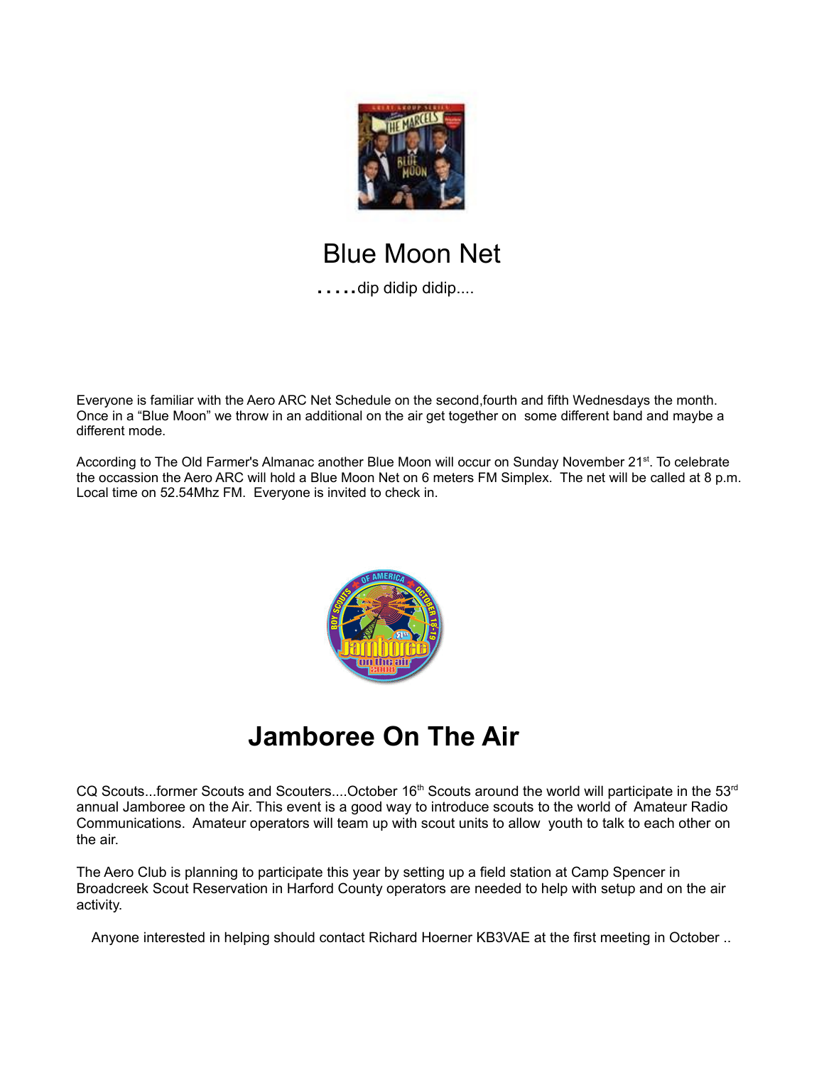# Blue Moon Net

.....dip didip didip....

Everyone is familiar with the Aero ARC Net Schedule on the second,fourth and fifth Wednesdays the month. Once in a "Blue Moon" we throw in an additional on the air get together on some different band and maybe a different mode.

According to The Old Farmer's Almanac another Blue Moon will occur on Sunday November 21st. To celebrate the occassion the Aero ARC will hold a Blue Moon Net on 6 meters FM Simplex. The net will be called at 8 p.m. Local time on 52.54Mhz FM. Everyone is invited to check in.

# Jamboree On The Air

CQ Scouts...former Scouts and Scouters....October 16th Scouts around the world will participate in the 53rd annual Jamboree on the Air. This event is a good way to introduce scouts to the world of Amateur Radio Communications. Amateur operators will team up with scout units to allow youth to talk to each other on the air.

The Aero Club is planning to participate this year by setting up a field station at Camp Spencer in Broadcreek Scout Reservation in Harford County operators are needed to help with setup and on the air activity.

Anyone interested in helping should contact Richard Hoerner KB3VAE at the first meeting in October ..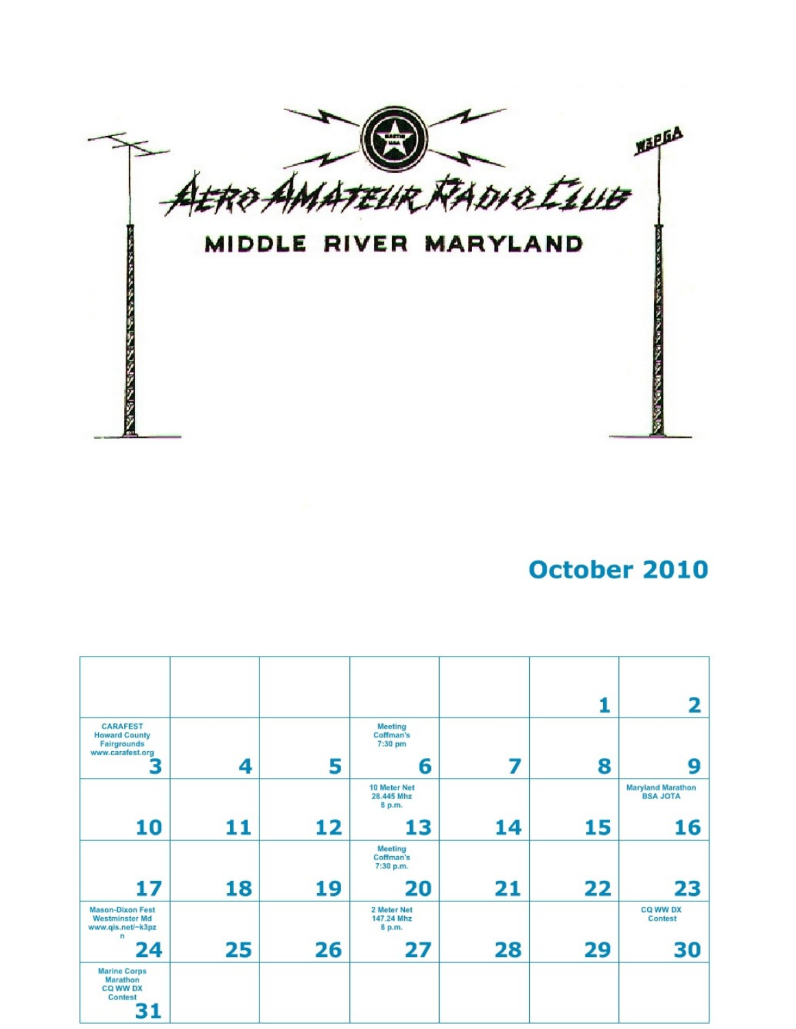AERO AMATEUR RADIO CLUB

MIDDLE RIVER MARYLAND

W3PGA

## October 2010

| | | | | | | |
|---|---|---|---|---|---|---|
| | | | | | 1 | 2 |
| CARAFEST Howard County Fairgrounds www.carafest.org 3 | 4 | 5 | Meeting Coffman's 7:30 pm 6 | 7 | 8 | 9 |
| 10 | 11 | 12 | 10 Meter Net 28.445 Mhz 8 p.m. 13 | 14 | 15 | Maryland Marathon BSA JOTA 16 |
| 17 | 18 | 19 | Meeting Coffman's 7:30 p.m. 20 | 21 | 22 | 23 |
| Mason-Dixon Fest Westminster Md www.qis.net/~k3pzn 24 | 25 | 26 | 2 Meter Net 147.24 Mhz 8 p.m. 27 | 28 | 29 | CQ WW DX Contest 30 |
| Marine Corps Marathon CQ WW DX Contest 31 | | | | | | |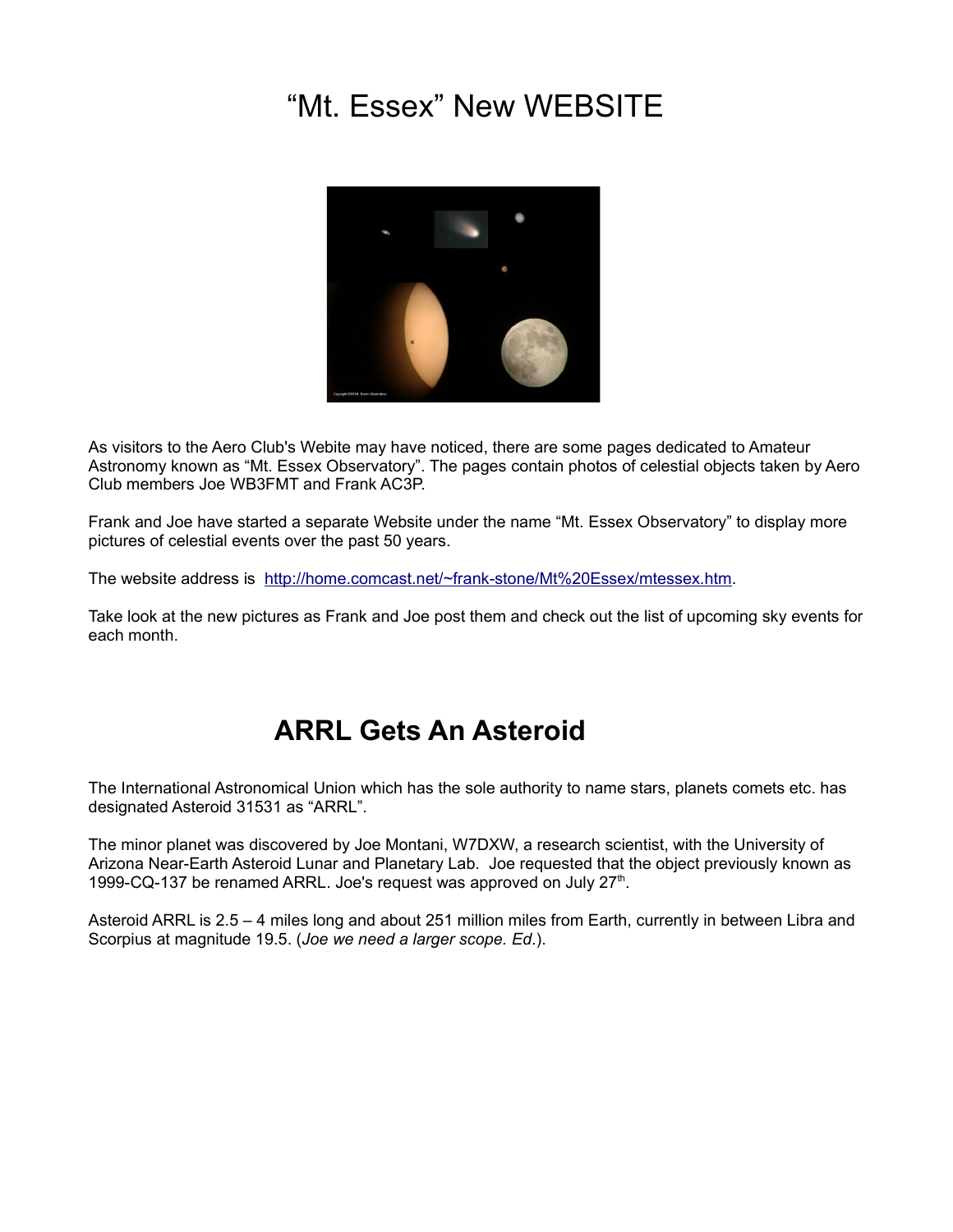# “Mt. Essex” New WEBSITE

As visitors to the Aero Club's Webite may have noticed, there are some pages dedicated to Amateur Astronomy known as “Mt. Essex Observatory”. The pages contain photos of celestial objects taken by Aero Club members Joe WB3FMT and Frank AC3P.

Frank and Joe have started a separate Website under the name “Mt. Essex Observatory” to display more pictures of celestial events over the past 50 years.

The website address is [http://home.comcast.net/~frank-stone/Mt%20Essex/mtessex.htm](http://home.comcast.net/~frank-stone/Mt%20Essex/mtessex.htm).

Take look at the new pictures as Frank and Joe post them and check out the list of upcoming sky events for each month.

# ARRL Gets An Asteroid

The International Astronomical Union which has the sole authority to name stars, planets comets etc. has designated Asteroid 31531 as “ARRL”.

The minor planet was discovered by Joe Montani, W7DXW, a research scientist, with the University of Arizona Near-Earth Asteroid Lunar and Planetary Lab. Joe requested that the object previously known as 1999-CQ-137 be renamed ARRL. Joe's request was approved on July 27th.

Asteroid ARRL is 2.5 – 4 miles long and about 251 million miles from Earth, currently in between Libra and Scorpius at magnitude 19.5. (*Joe we need a larger scope. Ed.*).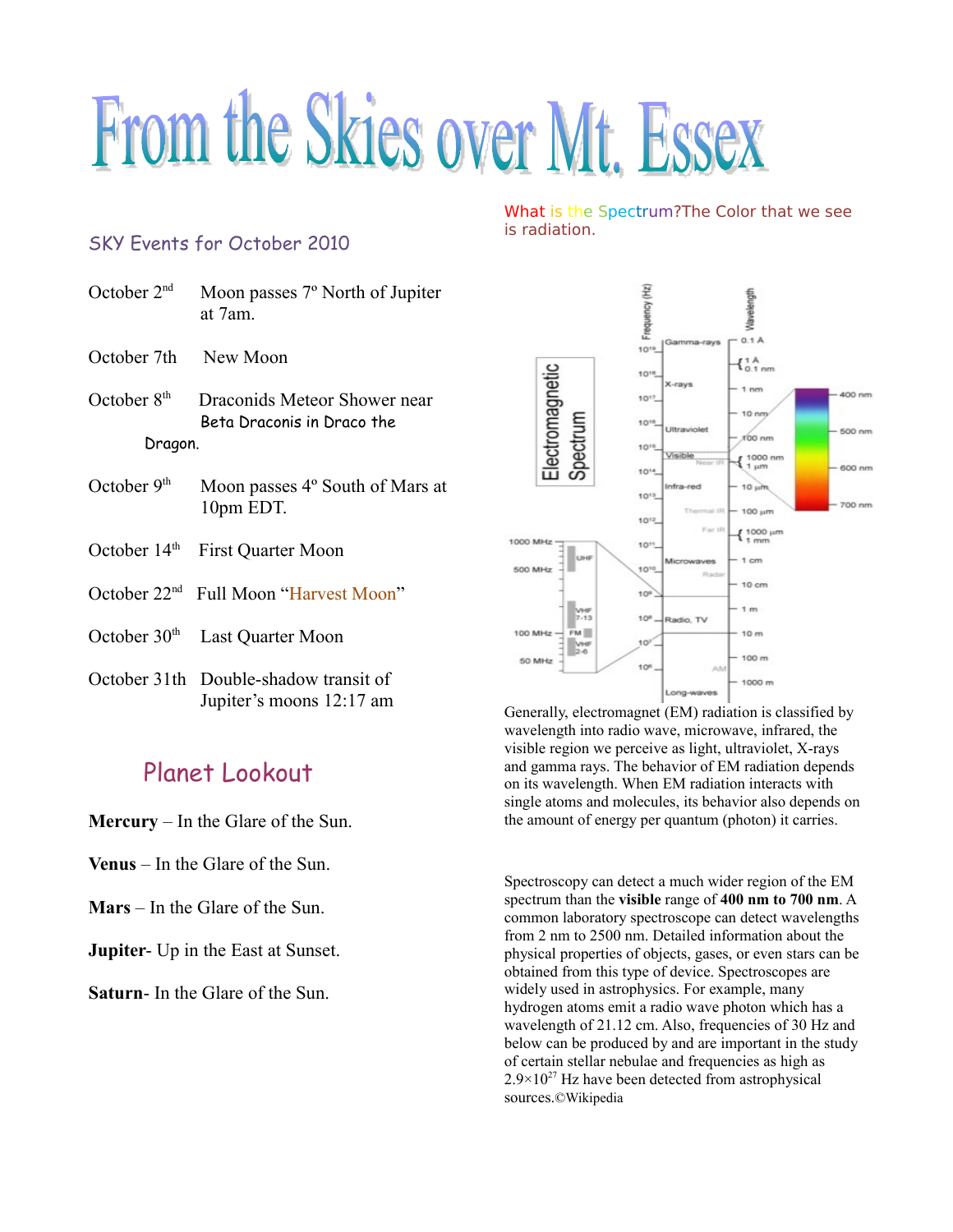# From the Skies over Mt. Essex

## SKY Events for October 2010

October 2nd — Moon passes 7º North of Jupiter at 7am.

October 7th — New Moon

October 8th — Draconids Meteor Shower near Beta Draconis in Draco the Dragon.

October 9th — Moon passes 4º South of Mars at 10pm EDT.

October 14th — First Quarter Moon

October 22nd — Full Moon “Harvest Moon”

October 30th — Last Quarter Moon

October 31th — Double-shadow transit of Jupiter’s moons 12:17 am

## Planet Lookout

**Mercury** – In the Glare of the Sun.

**Venus** – In the Glare of the Sun.

**Mars** – In the Glare of the Sun.

**Jupiter**- Up in the East at Sunset.

**Saturn**- In the Glare of the Sun.

What is the Spectrum?The Color that we see is radiation.

Electromagnetic Spectrum

Frequency (Hz)
Wavelength

Gamma-rays
X-rays
Ultraviolet
Visible
Near IR
Infra-red
Thermal IR
Far IR
Microwaves
Radar
Radio, TV
AM
Long-waves

$10^{19}$ $10^{18}$ $10^{17}$ $10^{16}$ $10^{15}$ $10^{14}$ $10^{13}$ $10^{12}$ $10^{11}$ $10^{10}$ $10^{9}$ $10^{8}$ $10^{7}$ $10^{6}$

0.1 A
1 A 0.1 nm
1 nm
10 nm
100 nm
1000 nm 1 μm
10 μm
100 μm
1000 μm 1 mm
1 cm
10 cm
1 m
10 m
100 m
1000 m

400 nm
500 nm
600 nm
700 nm

1000 MHz
500 MHz
100 MHz
50 MHz
UHF
VHF 7-13
FM
VHF 2-6

Generally, electromagnet (EM) radiation is classified by wavelength into radio wave, microwave, infrared, the visible region we perceive as light, ultraviolet, X-rays and gamma rays. The behavior of EM radiation depends on its wavelength. When EM radiation interacts with single atoms and molecules, its behavior also depends on the amount of energy per quantum (photon) it carries.

Spectroscopy can detect a much wider region of the EM spectrum than the **visible** range of **400 nm to 700 nm**. A common laboratory spectroscope can detect wavelengths from 2 nm to 2500 nm. Detailed information about the physical properties of objects, gases, or even stars can be obtained from this type of device. Spectroscopes are widely used in astrophysics. For example, many hydrogen atoms emit a radio wave photon which has a wavelength of 21.12 cm. Also, frequencies of 30 Hz and below can be produced by and are important in the study of certain stellar nebulae and frequencies as high as $2.9 \times 10^{27}$ Hz have been detected from astrophysical sources.©Wikipedia